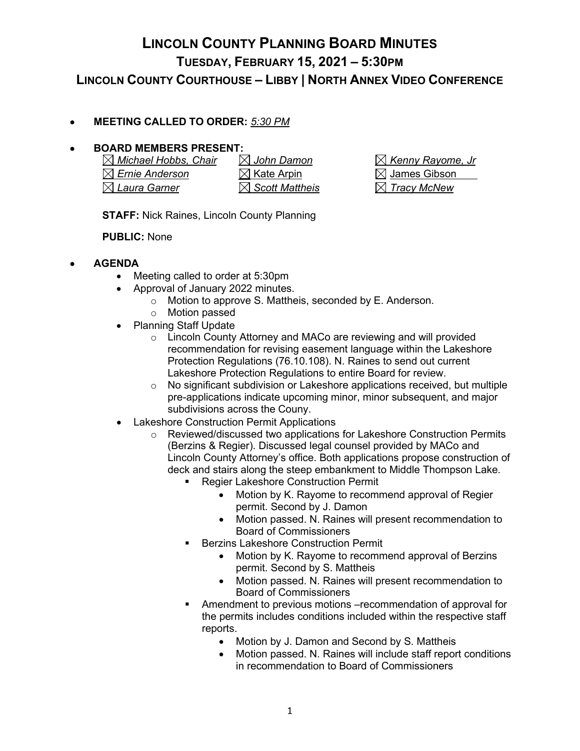# LINCOLN COUNTY PLANNING BOARD MINUTES
## TUESDAY, FEBRUARY 15, 2021 – 5:30PM
## LINCOLN COUNTY COURTHOUSE – LIBBY | NORTH ANNEX VIDEO CONFERENCE

- **MEETING CALLED TO ORDER:** *5:30 PM*

- **BOARD MEMBERS PRESENT:**

| | | |
|---|---|---|
| ☒ *Michael Hobbs, Chair* | ☒ *John Damon* | ☒ *Kenny Rayome, Jr* |
| ☒ *Ernie Anderson* | ☒ Kate Arpin | ☒ James Gibson |
| ☒ *Laura Garner* | ☒ *Scott Mattheis* | ☒ *Tracy McNew* |

  **STAFF:** Nick Raines, Lincoln County Planning

  **PUBLIC:** None

- **AGENDA**
  - Meeting called to order at 5:30pm
  - Approval of January 2022 minutes.
    - Motion to approve S. Mattheis, seconded by E. Anderson.
    - Motion passed
  - Planning Staff Update
    - Lincoln County Attorney and MACo are reviewing and will provided recommendation for revising easement language within the Lakeshore Protection Regulations (76.10.108). N. Raines to send out current Lakeshore Protection Regulations to entire Board for review.
    - No significant subdivision or Lakeshore applications received, but multiple pre-applications indicate upcoming minor, minor subsequent, and major subdivisions across the Couny.
  - Lakeshore Construction Permit Applications
    - Reviewed/discussed two applications for Lakeshore Construction Permits (Berzins & Regier). Discussed legal counsel provided by MACo and Lincoln County Attorney's office. Both applications propose construction of deck and stairs along the steep embankment to Middle Thompson Lake.
      - Regier Lakeshore Construction Permit
        - Motion by K. Rayome to recommend approval of Regier permit. Second by J. Damon
        - Motion passed. N. Raines will present recommendation to Board of Commissioners
      - Berzins Lakeshore Construction Permit
        - Motion by K. Rayome to recommend approval of Berzins permit. Second by S. Mattheis
        - Motion passed. N. Raines will present recommendation to Board of Commissioners
      - Amendment to previous motions –recommendation of approval for the permits includes conditions included within the respective staff reports.
        - Motion by J. Damon and Second by S. Mattheis
        - Motion passed. N. Raines will include staff report conditions in recommendation to Board of Commissioners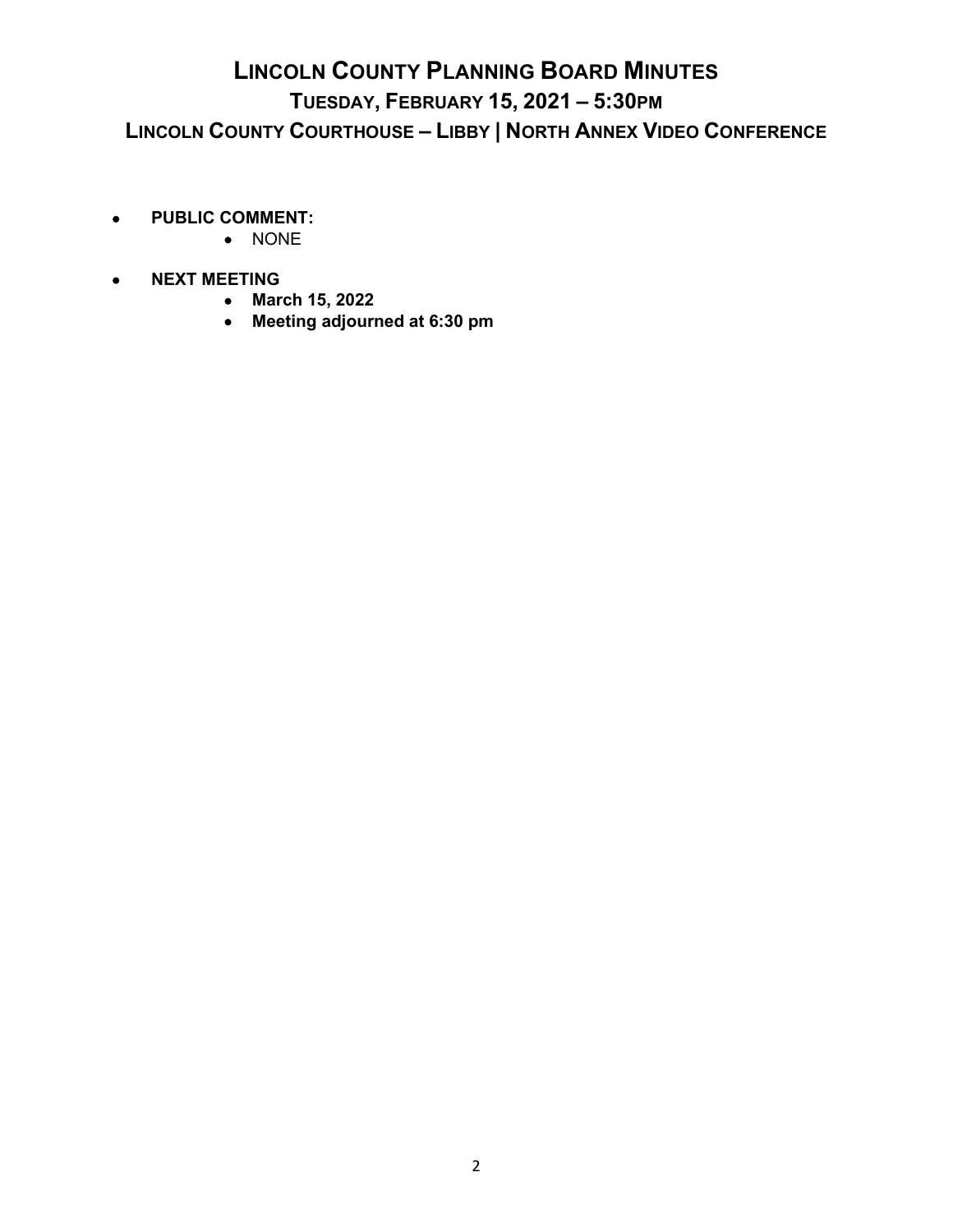# LINCOLN COUNTY PLANNING BOARD MINUTES
## TUESDAY, FEBRUARY 15, 2021 – 5:30PM
## LINCOLN COUNTY COURTHOUSE – LIBBY | NORTH ANNEX VIDEO CONFERENCE

- **PUBLIC COMMENT:**
  - NONE

- **NEXT MEETING**
  - **March 15, 2022**
  - **Meeting adjourned at 6:30 pm**